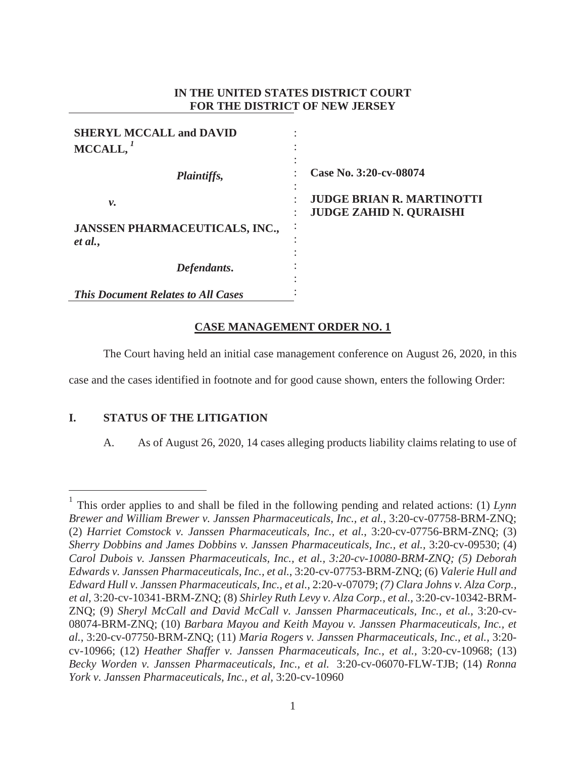**IN THE UNITED STATES DISTRICT COURT**
**FOR THE DISTRICT OF NEW JERSEY**

| | | |
|---|---|---|
| **SHERYL MCCALL and DAVID MCCALL,**[1] | : | |
| ***Plaintiffs,*** | : | **Case No. 3:20-cv-08074** |
| ***v.*** | : | **JUDGE BRIAN R. MARTINOTTI** |
| | : | **JUDGE ZAHID N. QURAISHI** |
| **JANSSEN PHARMACEUTICALS, INC.,** ***et al.*****,** | : | |
| ***Defendants.*** | : | |
| ***This Document Relates to All Cases*** | : | |

## CASE MANAGEMENT ORDER NO. 1

The Court having held an initial case management conference on August 26, 2020, in this case and the cases identified in footnote and for good cause shown, enters the following Order:

### I. STATUS OF THE LITIGATION

A. As of August 26, 2020, 14 cases alleging products liability claims relating to use of

---

[1] This order applies to and shall be filed in the following pending and related actions: (1) *Lynn Brewer and William Brewer v. Janssen Pharmaceuticals, Inc., et al.*, 3:20-cv-07758-BRM-ZNQ; (2) *Harriet Comstock v. Janssen Pharmaceuticals, Inc., et al.*, 3:20-cv-07756-BRM-ZNQ; (3) *Sherry Dobbins and James Dobbins v. Janssen Pharmaceuticals, Inc., et al.*, 3:20-cv-09530; (4) *Carol Dubois v. Janssen Pharmaceuticals, Inc., et al., 3:20-cv-10080-BRM-ZNQ; (5) Deborah Edwards v. Janssen Pharmaceuticals, Inc., et al.*, 3:20-cv-07753-BRM-ZNQ; (6) *Valerie Hull and Edward Hull v. Janssen Pharmaceuticals, Inc., et al.*, 2:20-v-07079; *(7) Clara Johns v. Alza Corp., et al*, 3:20-cv-10341-BRM-ZNQ; (8) *Shirley Ruth Levy v. Alza Corp., et al.*, 3:20-cv-10342-BRM-ZNQ; (9) *Sheryl McCall and David McCall v. Janssen Pharmaceuticals, Inc., et al.*, 3:20-cv-08074-BRM-ZNQ; (10) *Barbara Mayou and Keith Mayou v. Janssen Pharmaceuticals, Inc., et al.*, 3:20-cv-07750-BRM-ZNQ; (11) *Maria Rogers v. Janssen Pharmaceuticals, Inc., et al.*, 3:20-cv-10966; (12) *Heather Shaffer v. Janssen Pharmaceuticals, Inc., et al.*, 3:20-cv-10968; (13) *Becky Worden v. Janssen Pharmaceuticals, Inc., et al.* 3:20-cv-06070-FLW-TJB; (14) *Ronna York v. Janssen Pharmaceuticals, Inc., et al*, 3:20-cv-10960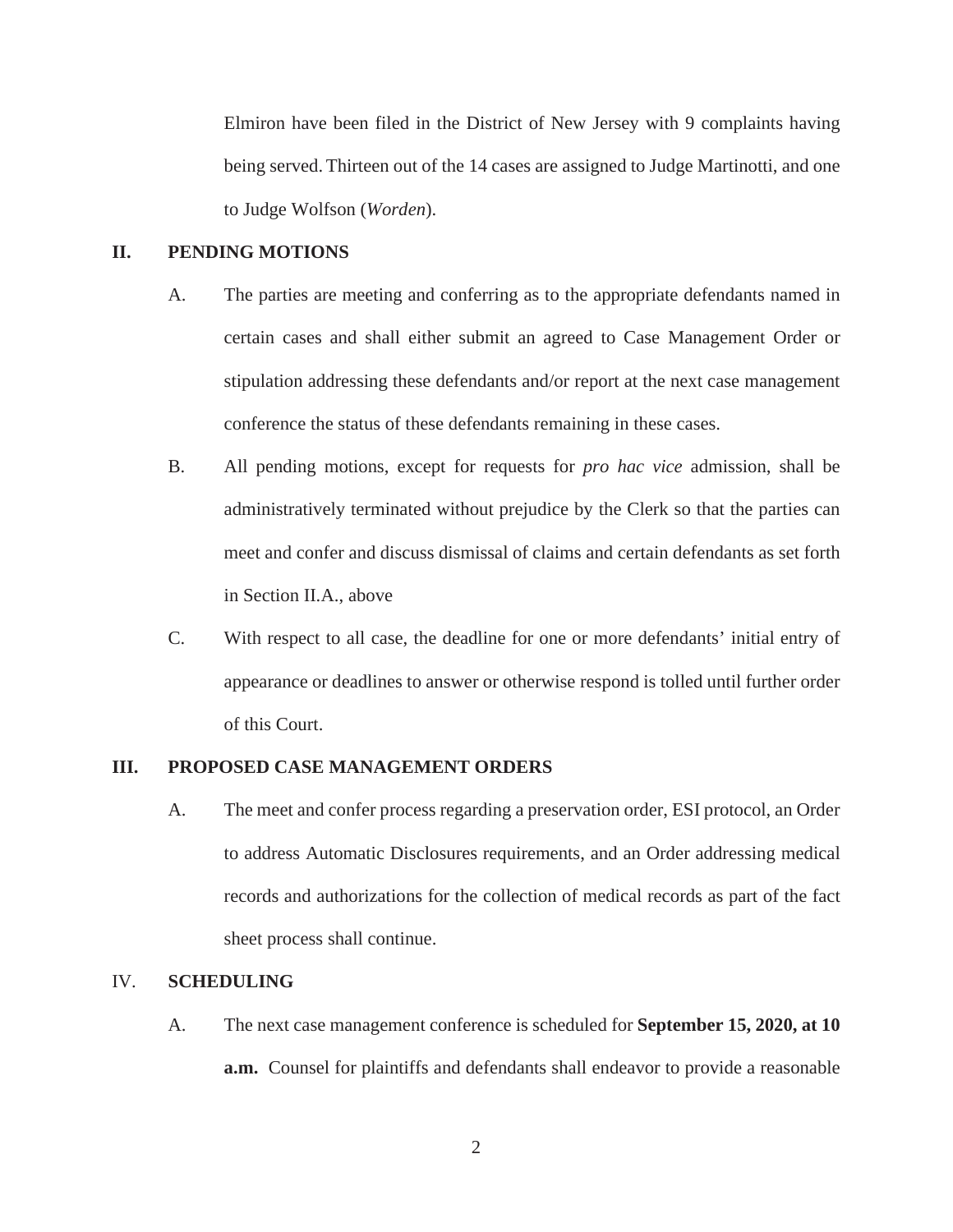Elmiron have been filed in the District of New Jersey with 9 complaints having being served. Thirteen out of the 14 cases are assigned to Judge Martinotti, and one to Judge Wolfson (*Worden*).

## II. PENDING MOTIONS

A. The parties are meeting and conferring as to the appropriate defendants named in certain cases and shall either submit an agreed to Case Management Order or stipulation addressing these defendants and/or report at the next case management conference the status of these defendants remaining in these cases.

B. All pending motions, except for requests for *pro hac vice* admission, shall be administratively terminated without prejudice by the Clerk so that the parties can meet and confer and discuss dismissal of claims and certain defendants as set forth in Section II.A., above

C. With respect to all case, the deadline for one or more defendants' initial entry of appearance or deadlines to answer or otherwise respond is tolled until further order of this Court.

## III. PROPOSED CASE MANAGEMENT ORDERS

A. The meet and confer process regarding a preservation order, ESI protocol, an Order to address Automatic Disclosures requirements, and an Order addressing medical records and authorizations for the collection of medical records as part of the fact sheet process shall continue.

## IV. SCHEDULING

A. The next case management conference is scheduled for **September 15, 2020, at 10 a.m.** Counsel for plaintiffs and defendants shall endeavor to provide a reasonable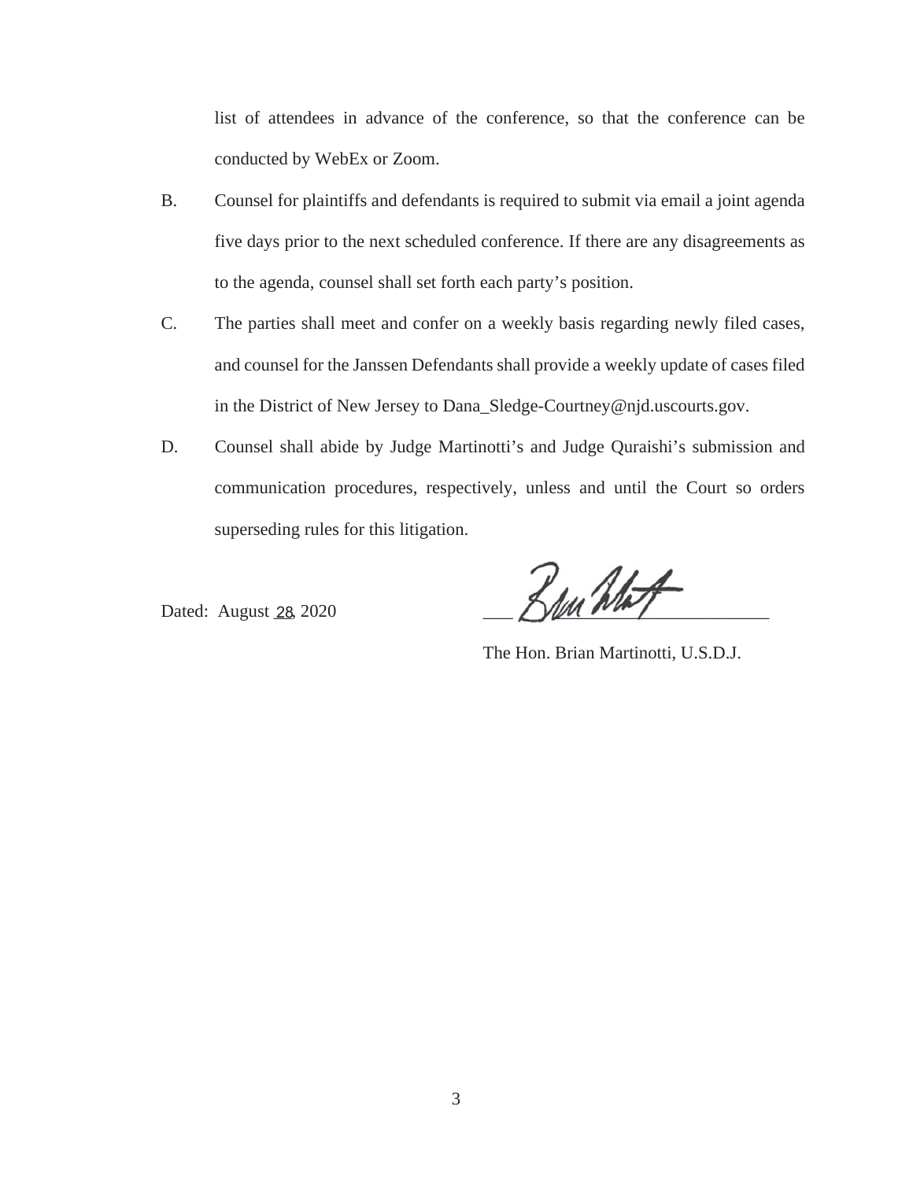list of attendees in advance of the conference, so that the conference can be conducted by WebEx or Zoom.

B. Counsel for plaintiffs and defendants is required to submit via email a joint agenda five days prior to the next scheduled conference. If there are any disagreements as to the agenda, counsel shall set forth each party's position.

C. The parties shall meet and confer on a weekly basis regarding newly filed cases, and counsel for the Janssen Defendants shall provide a weekly update of cases filed in the District of New Jersey to Dana_Sledge-Courtney@njd.uscourts.gov.

D. Counsel shall abide by Judge Martinotti's and Judge Quraishi's submission and communication procedures, respectively, unless and until the Court so orders superseding rules for this litigation.

Dated: August 28, 2020

The Hon. Brian Martinotti, U.S.D.J.